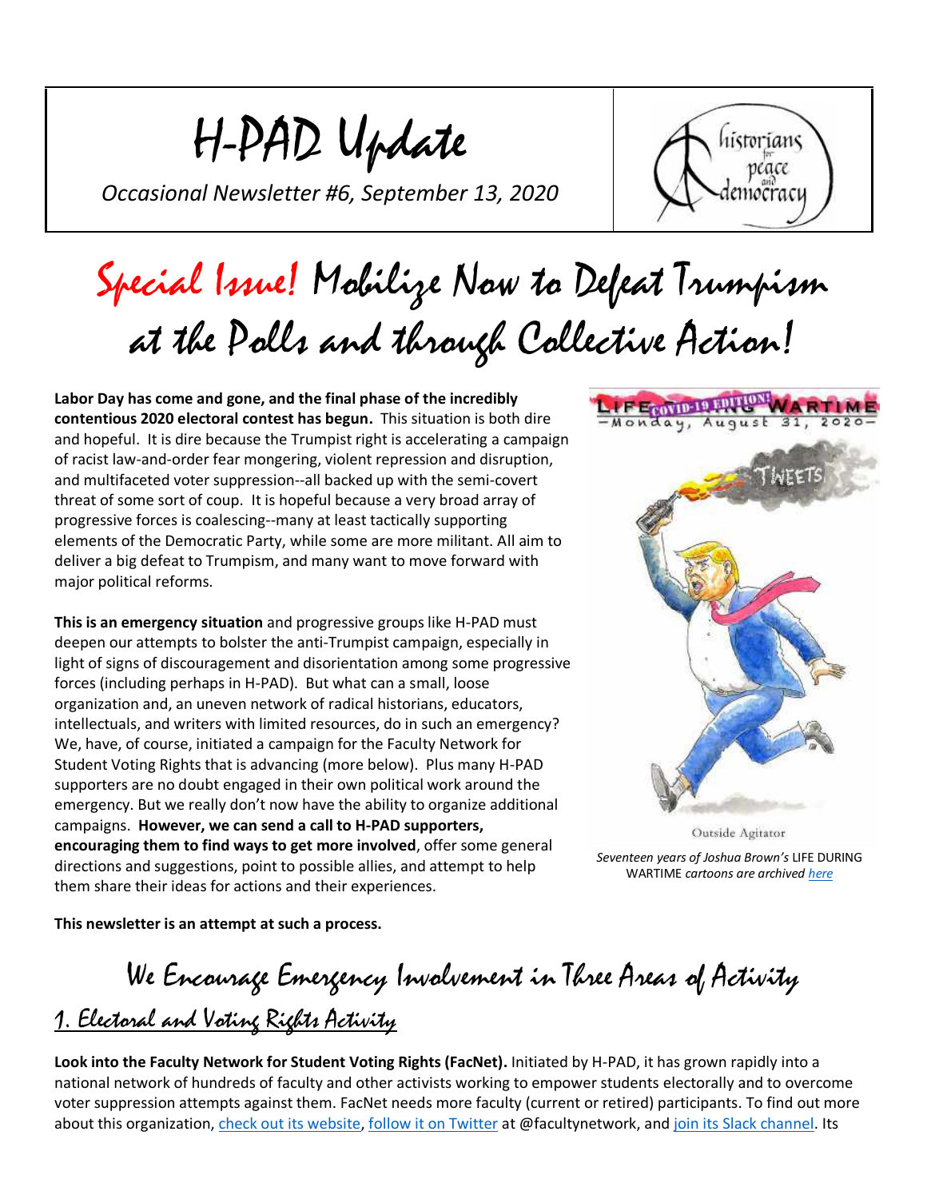# H-PAD Update

*Occasional Newsletter #6, September 13, 2020*

# Special Issue! Mobilize Now to Defeat Trumpism at the Polls and through Collective Action!

**Labor Day has come and gone, and the final phase of the incredibly contentious 2020 electoral contest has begun.** This situation is both dire and hopeful. It is dire because the Trumpist right is accelerating a campaign of racist law-and-order fear mongering, violent repression and disruption, and multifaceted voter suppression--all backed up with the semi-covert threat of some sort of coup. It is hopeful because a very broad array of progressive forces is coalescing--many at least tactically supporting elements of the Democratic Party, while some are more militant. All aim to deliver a big defeat to Trumpism, and many want to move forward with major political reforms.

**This is an emergency situation** and progressive groups like H-PAD must deepen our attempts to bolster the anti-Trumpist campaign, especially in light of signs of discouragement and disorientation among some progressive forces (including perhaps in H-PAD). But what can a small, loose organization and, an uneven network of radical historians, educators, intellectuals, and writers with limited resources, do in such an emergency? We, have, of course, initiated a campaign for the Faculty Network for Student Voting Rights that is advancing (more below). Plus many H-PAD supporters are no doubt engaged in their own political work around the emergency. But we really don't now have the ability to organize additional campaigns. **However, we can send a call to H-PAD supporters, encouraging them to find ways to get more involved**, offer some general directions and suggestions, point to possible allies, and attempt to help them share their ideas for actions and their experiences.

*Seventeen years of Joshua Brown's* LIFE DURING WARTIME *cartoons are archived here*

**This newsletter is an attempt at such a process.**

## We Encourage Emergency Involvement in Three Areas of Activity

### 1. Electoral and Voting Rights Activity

**Look into the Faculty Network for Student Voting Rights (FacNet).** Initiated by H-PAD, it has grown rapidly into a national network of hundreds of faculty and other activists working to empower students electorally and to overcome voter suppression attempts against them. FacNet needs more faculty (current or retired) participants. To find out more about this organization, check out its website, follow it on Twitter at @facultynetwork, and join its Slack channel. Its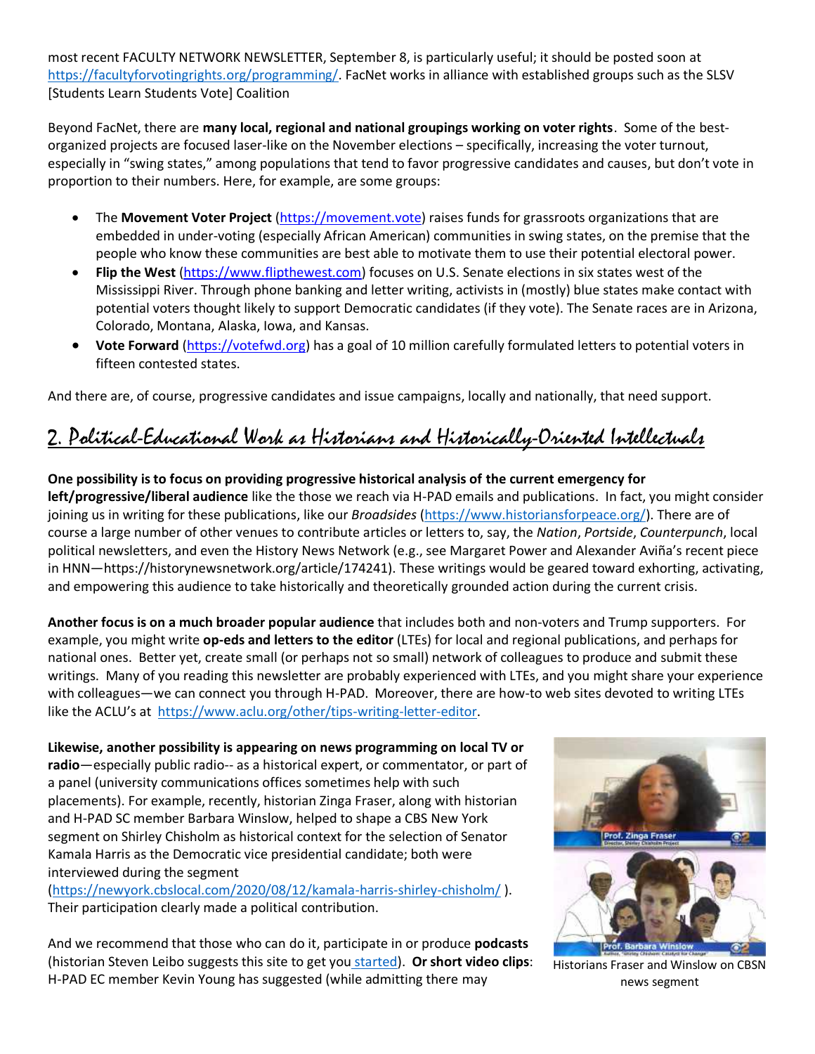most recent FACULTY NETWORK NEWSLETTER, September 8, is particularly useful; it should be posted soon at https://facultyforvotingrights.org/programming/. FacNet works in alliance with established groups such as the SLSV [Students Learn Students Vote] Coalition

Beyond FacNet, there are **many local, regional and national groupings working on voter rights**. Some of the best-organized projects are focused laser-like on the November elections – specifically, increasing the voter turnout, especially in "swing states," among populations that tend to favor progressive candidates and causes, but don't vote in proportion to their numbers. Here, for example, are some groups:

- The **Movement Voter Project** (https://movement.vote) raises funds for grassroots organizations that are embedded in under-voting (especially African American) communities in swing states, on the premise that the people who know these communities are best able to motivate them to use their potential electoral power.
- **Flip the West** (https://www.flipthewest.com) focuses on U.S. Senate elections in six states west of the Mississippi River. Through phone banking and letter writing, activists in (mostly) blue states make contact with potential voters thought likely to support Democratic candidates (if they vote). The Senate races are in Arizona, Colorado, Montana, Alaska, Iowa, and Kansas.
- **Vote Forward** (https://votefwd.org) has a goal of 10 million carefully formulated letters to potential voters in fifteen contested states.

And there are, of course, progressive candidates and issue campaigns, locally and nationally, that need support.

## 2. Political-Educational Work as Historians and Historically-Oriented Intellectuals

**One possibility is to focus on providing progressive historical analysis of the current emergency for left/progressive/liberal audience** like the those we reach via H-PAD emails and publications. In fact, you might consider joining us in writing for these publications, like our *Broadsides* (https://www.historiansforpeace.org/). There are of course a large number of other venues to contribute articles or letters to, say, the *Nation*, *Portside*, *Counterpunch*, local political newsletters, and even the History News Network (e.g., see Margaret Power and Alexander Aviña's recent piece in HNN—https://historynewsnetwork.org/article/174241). These writings would be geared toward exhorting, activating, and empowering this audience to take historically and theoretically grounded action during the current crisis.

**Another focus is on a much broader popular audience** that includes both and non-voters and Trump supporters. For example, you might write **op-eds and letters to the editor** (LTEs) for local and regional publications, and perhaps for national ones. Better yet, create small (or perhaps not so small) network of colleagues to produce and submit these writings. Many of you reading this newsletter are probably experienced with LTEs, and you might share your experience with colleagues—we can connect you through H-PAD. Moreover, there are how-to web sites devoted to writing LTEs like the ACLU's at https://www.aclu.org/other/tips-writing-letter-editor.

**Likewise, another possibility is appearing on news programming on local TV or radio**—especially public radio-- as a historical expert, or commentator, or part of a panel (university communications offices sometimes help with such placements). For example, recently, historian Zinga Fraser, along with historian and H-PAD SC member Barbara Winslow, helped to shape a CBS New York segment on Shirley Chisholm as historical context for the selection of Senator Kamala Harris as the Democratic vice presidential candidate; both were interviewed during the segment (https://newyork.cbslocal.com/2020/08/12/kamala-harris-shirley-chisholm/ ). Their participation clearly made a political contribution.

Historians Fraser and Winslow on CBSN news segment

And we recommend that those who can do it, participate in or produce **podcasts** (historian Steven Leibo suggests this site to get you started). **Or short video clips**: H-PAD EC member Kevin Young has suggested (while admitting there may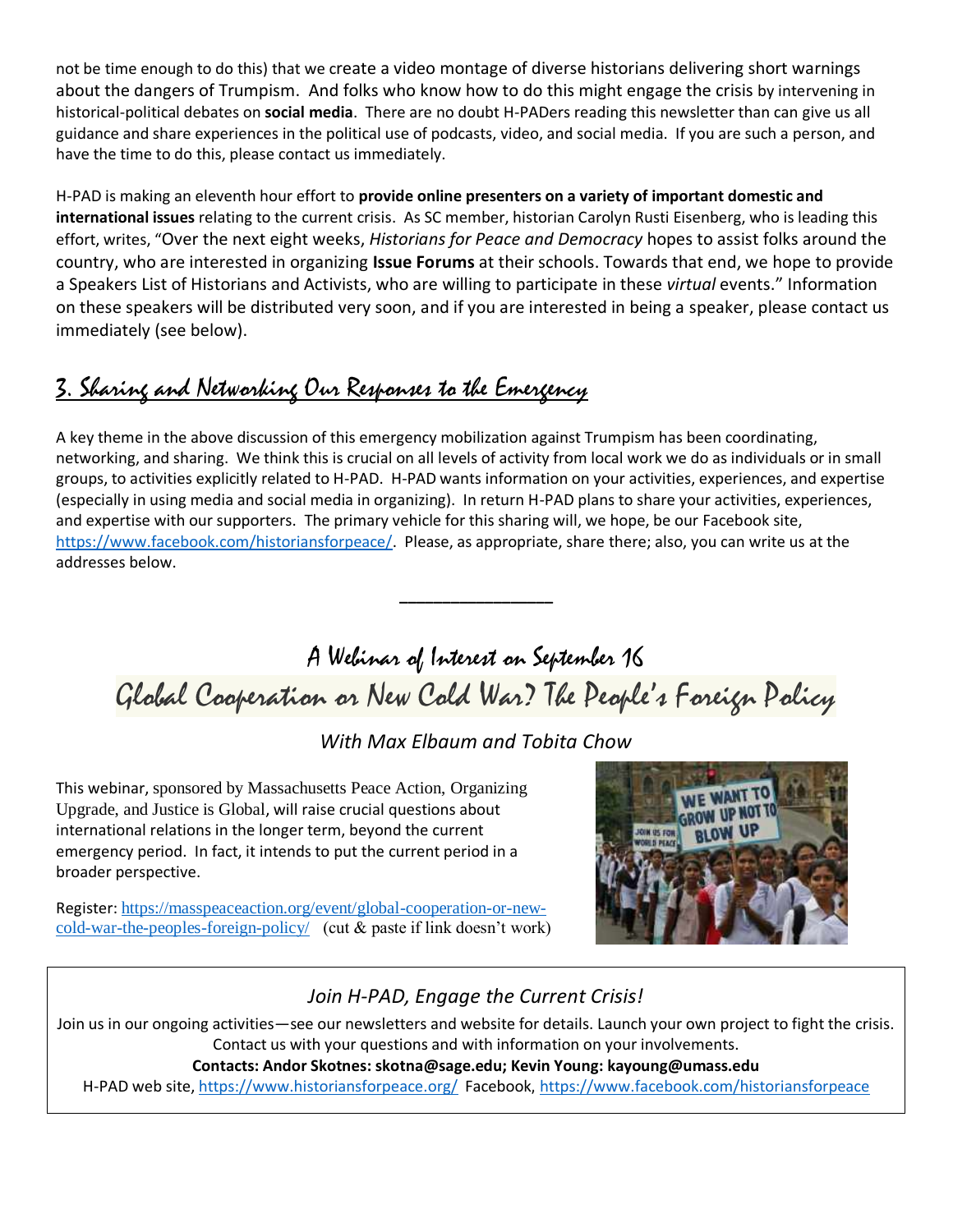not be time enough to do this) that we create a video montage of diverse historians delivering short warnings about the dangers of Trumpism. And folks who know how to do this might engage the crisis by intervening in historical-political debates on **social media**. There are no doubt H-PADers reading this newsletter than can give us all guidance and share experiences in the political use of podcasts, video, and social media. If you are such a person, and have the time to do this, please contact us immediately.

H-PAD is making an eleventh hour effort to **provide online presenters on a variety of important domestic and international issues** relating to the current crisis. As SC member, historian Carolyn Rusti Eisenberg, who is leading this effort, writes, "Over the next eight weeks, *Historians for Peace and Democracy* hopes to assist folks around the country, who are interested in organizing **Issue Forums** at their schools. Towards that end, we hope to provide a Speakers List of Historians and Activists, who are willing to participate in these *virtual* events." Information on these speakers will be distributed very soon, and if you are interested in being a speaker, please contact us immediately (see below).

## 3. Sharing and Networking Our Responses to the Emergency

A key theme in the above discussion of this emergency mobilization against Trumpism has been coordinating, networking, and sharing. We think this is crucial on all levels of activity from local work we do as individuals or in small groups, to activities explicitly related to H-PAD. H-PAD wants information on your activities, experiences, and expertise (especially in using media and social media in organizing). In return H-PAD plans to share your activities, experiences, and expertise with our supporters. The primary vehicle for this sharing will, we hope, be our Facebook site, https://www.facebook.com/historiansforpeace/. Please, as appropriate, share there; also, you can write us at the addresses below.

---

## A Webinar of Interest on September 16

## Global Cooperation or New Cold War? The People's Foreign Policy

*With Max Elbaum and Tobita Chow*

This webinar, sponsored by Massachusetts Peace Action, Organizing Upgrade, and Justice is Global, will raise crucial questions about international relations in the longer term, beyond the current emergency period. In fact, it intends to put the current period in a broader perspective.

Register: https://masspeaceaction.org/event/global-cooperation-or-new-cold-war-the-peoples-foreign-policy/ (cut & paste if link doesn't work)

### *Join H-PAD, Engage the Current Crisis!*

Join us in our ongoing activities—see our newsletters and website for details. Launch your own project to fight the crisis. Contact us with your questions and with information on your involvements.

**Contacts: Andor Skotnes: skotna@sage.edu; Kevin Young: kayoung@umass.edu**

H-PAD web site, https://www.historiansforpeace.org/ Facebook, https://www.facebook.com/historiansforpeace